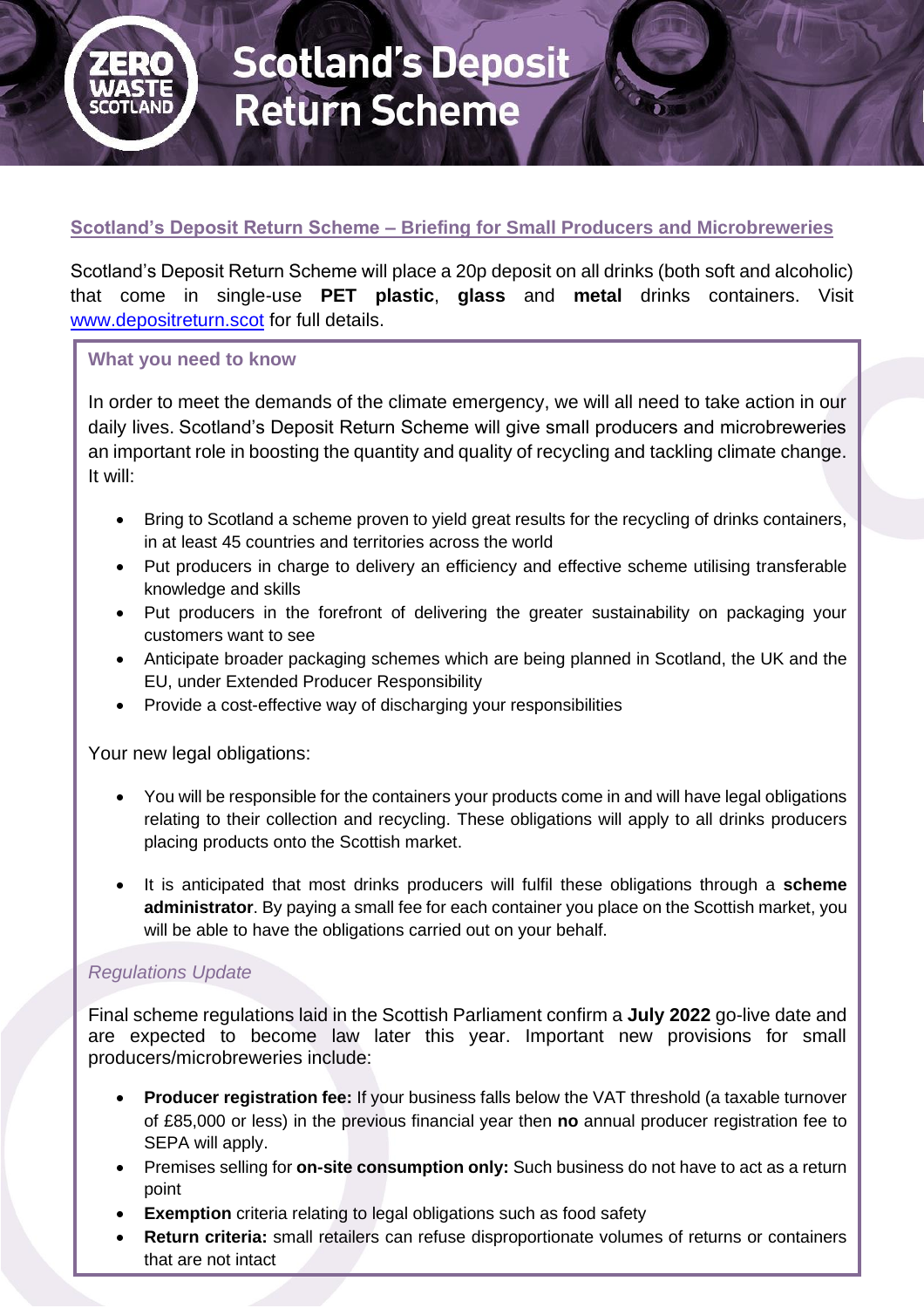# Scotland's Deposit Return Scheme

## Scotland's Deposit Return Scheme – Briefing for Small Producers and Microbreweries

Scotland's Deposit Return Scheme will place a 20p deposit on all drinks (both soft and alcoholic) that come in single-use **PET plastic**, **glass** and **metal** drinks containers. Visit www.depositreturn.scot for full details.

### What you need to know

In order to meet the demands of the climate emergency, we will all need to take action in our daily lives. Scotland's Deposit Return Scheme will give small producers and microbreweries an important role in boosting the quantity and quality of recycling and tackling climate change. It will:

- Bring to Scotland a scheme proven to yield great results for the recycling of drinks containers, in at least 45 countries and territories across the world
- Put producers in charge to delivery an efficiency and effective scheme utilising transferable knowledge and skills
- Put producers in the forefront of delivering the greater sustainability on packaging your customers want to see
- Anticipate broader packaging schemes which are being planned in Scotland, the UK and the EU, under Extended Producer Responsibility
- Provide a cost-effective way of discharging your responsibilities

Your new legal obligations:

- You will be responsible for the containers your products come in and will have legal obligations relating to their collection and recycling. These obligations will apply to all drinks producers placing products onto the Scottish market.
- It is anticipated that most drinks producers will fulfil these obligations through a **scheme administrator**. By paying a small fee for each container you place on the Scottish market, you will be able to have the obligations carried out on your behalf.

*Regulations Update*

Final scheme regulations laid in the Scottish Parliament confirm a **July 2022** go-live date and are expected to become law later this year. Important new provisions for small producers/microbreweries include:

- **Producer registration fee:** If your business falls below the VAT threshold (a taxable turnover of £85,000 or less) in the previous financial year then **no** annual producer registration fee to SEPA will apply.
- Premises selling for **on-site consumption only:** Such business do not have to act as a return point
- **Exemption** criteria relating to legal obligations such as food safety
- **Return criteria:** small retailers can refuse disproportionate volumes of returns or containers that are not intact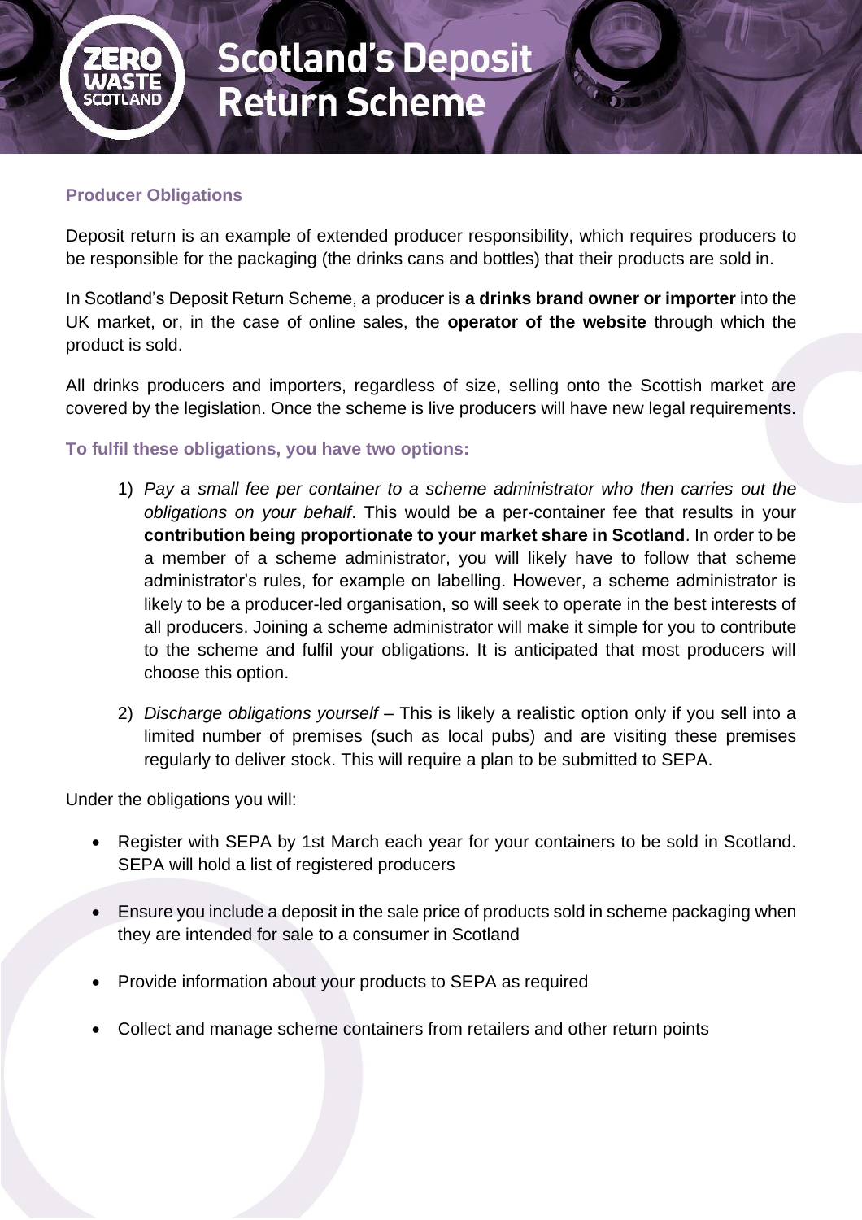## Producer Obligations

Deposit return is an example of extended producer responsibility, which requires producers to be responsible for the packaging (the drinks cans and bottles) that their products are sold in.

In Scotland's Deposit Return Scheme, a producer is **a drinks brand owner or importer** into the UK market, or, in the case of online sales, the **operator of the website** through which the product is sold.

All drinks producers and importers, regardless of size, selling onto the Scottish market are covered by the legislation. Once the scheme is live producers will have new legal requirements.

### To fulfil these obligations, you have two options:

1) *Pay a small fee per container to a scheme administrator who then carries out the obligations on your behalf*. This would be a per-container fee that results in your **contribution being proportionate to your market share in Scotland**. In order to be a member of a scheme administrator, you will likely have to follow that scheme administrator's rules, for example on labelling. However, a scheme administrator is likely to be a producer-led organisation, so will seek to operate in the best interests of all producers. Joining a scheme administrator will make it simple for you to contribute to the scheme and fulfil your obligations. It is anticipated that most producers will choose this option.

2) *Discharge obligations yourself* – This is likely a realistic option only if you sell into a limited number of premises (such as local pubs) and are visiting these premises regularly to deliver stock. This will require a plan to be submitted to SEPA.

Under the obligations you will:

- Register with SEPA by 1st March each year for your containers to be sold in Scotland. SEPA will hold a list of registered producers
- Ensure you include a deposit in the sale price of products sold in scheme packaging when they are intended for sale to a consumer in Scotland
- Provide information about your products to SEPA as required
- Collect and manage scheme containers from retailers and other return points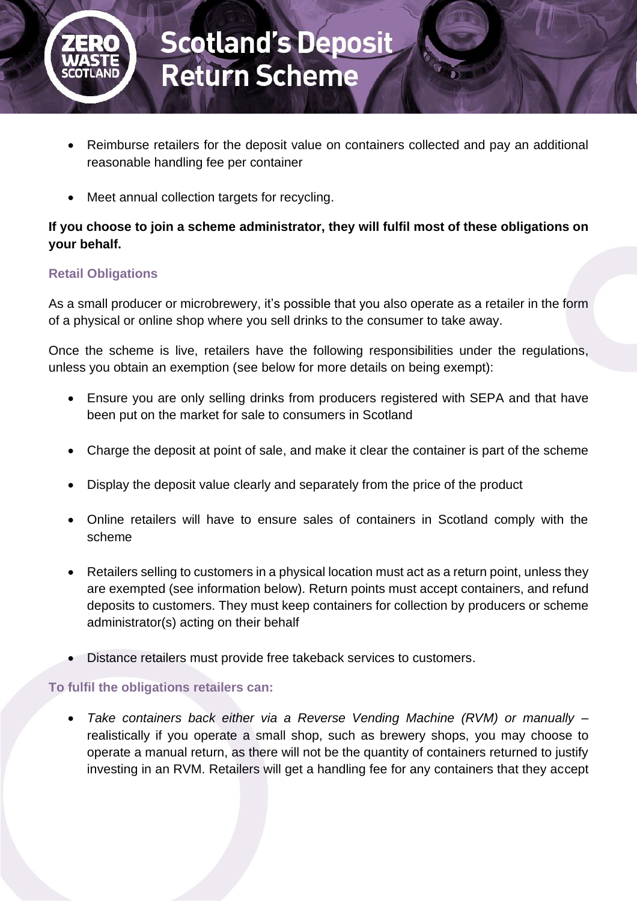- Reimburse retailers for the deposit value on containers collected and pay an additional reasonable handling fee per container

- Meet annual collection targets for recycling.

**If you choose to join a scheme administrator, they will fulfil most of these obligations on your behalf.**

### Retail Obligations

As a small producer or microbrewery, it's possible that you also operate as a retailer in the form of a physical or online shop where you sell drinks to the consumer to take away.

Once the scheme is live, retailers have the following responsibilities under the regulations, unless you obtain an exemption (see below for more details on being exempt):

- Ensure you are only selling drinks from producers registered with SEPA and that have been put on the market for sale to consumers in Scotland

- Charge the deposit at point of sale, and make it clear the container is part of the scheme

- Display the deposit value clearly and separately from the price of the product

- Online retailers will have to ensure sales of containers in Scotland comply with the scheme

- Retailers selling to customers in a physical location must act as a return point, unless they are exempted (see information below). Return points must accept containers, and refund deposits to customers. They must keep containers for collection by producers or scheme administrator(s) acting on their behalf

- Distance retailers must provide free takeback services to customers.

### To fulfil the obligations retailers can:

- *Take containers back either via a Reverse Vending Machine (RVM) or manually* – realistically if you operate a small shop, such as brewery shops, you may choose to operate a manual return, as there will not be the quantity of containers returned to justify investing in an RVM. Retailers will get a handling fee for any containers that they accept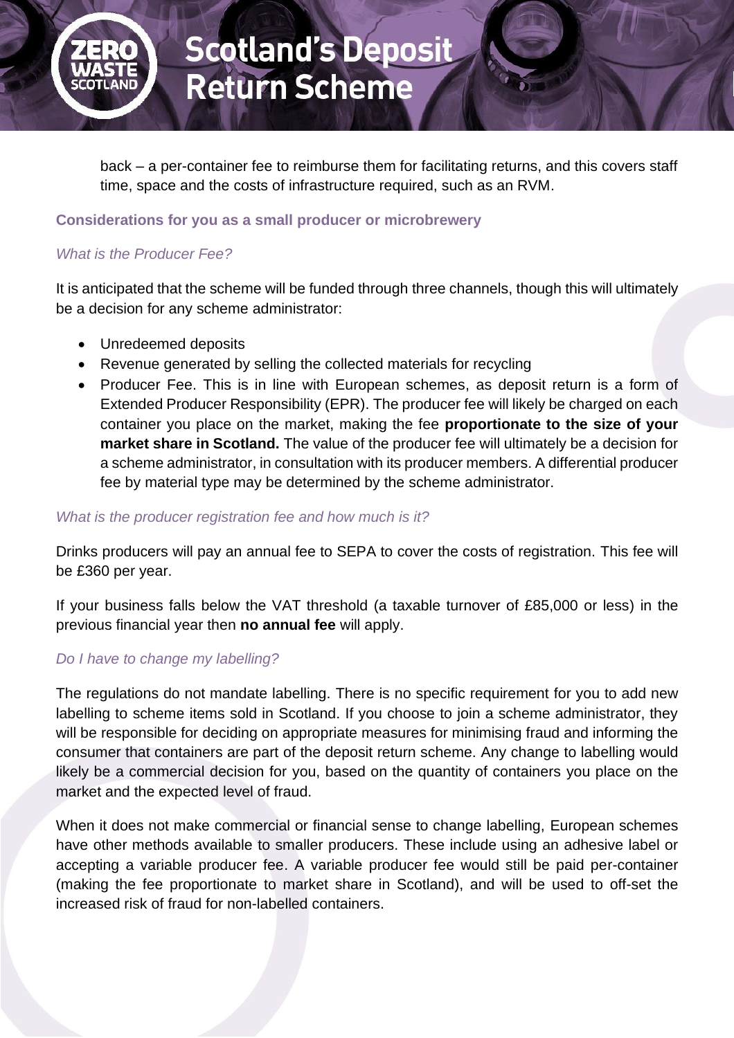back – a per-container fee to reimburse them for facilitating returns, and this covers staff time, space and the costs of infrastructure required, such as an RVM.

### Considerations for you as a small producer or microbrewery

*What is the Producer Fee?*

It is anticipated that the scheme will be funded through three channels, though this will ultimately be a decision for any scheme administrator:

- Unredeemed deposits
- Revenue generated by selling the collected materials for recycling
- Producer Fee. This is in line with European schemes, as deposit return is a form of Extended Producer Responsibility (EPR). The producer fee will likely be charged on each container you place on the market, making the fee **proportionate to the size of your market share in Scotland.** The value of the producer fee will ultimately be a decision for a scheme administrator, in consultation with its producer members. A differential producer fee by material type may be determined by the scheme administrator.

*What is the producer registration fee and how much is it?*

Drinks producers will pay an annual fee to SEPA to cover the costs of registration. This fee will be £360 per year.

If your business falls below the VAT threshold (a taxable turnover of £85,000 or less) in the previous financial year then **no annual fee** will apply.

*Do I have to change my labelling?*

The regulations do not mandate labelling. There is no specific requirement for you to add new labelling to scheme items sold in Scotland. If you choose to join a scheme administrator, they will be responsible for deciding on appropriate measures for minimising fraud and informing the consumer that containers are part of the deposit return scheme. Any change to labelling would likely be a commercial decision for you, based on the quantity of containers you place on the market and the expected level of fraud.

When it does not make commercial or financial sense to change labelling, European schemes have other methods available to smaller producers. These include using an adhesive label or accepting a variable producer fee. A variable producer fee would still be paid per-container (making the fee proportionate to market share in Scotland), and will be used to off-set the increased risk of fraud for non-labelled containers.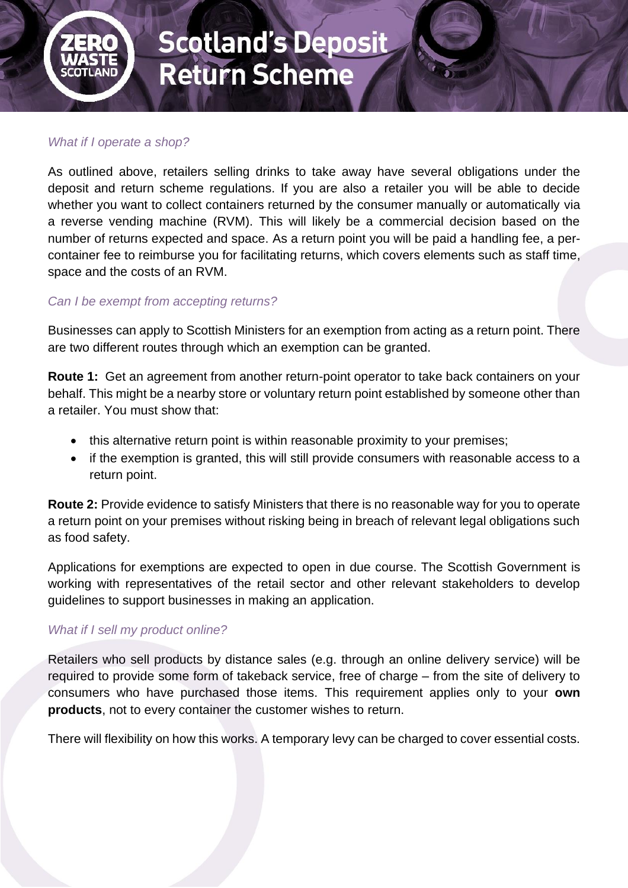*What if I operate a shop?*

As outlined above, retailers selling drinks to take away have several obligations under the deposit and return scheme regulations. If you are also a retailer you will be able to decide whether you want to collect containers returned by the consumer manually or automatically via a reverse vending machine (RVM). This will likely be a commercial decision based on the number of returns expected and space. As a return point you will be paid a handling fee, a per-container fee to reimburse you for facilitating returns, which covers elements such as staff time, space and the costs of an RVM.

*Can I be exempt from accepting returns?*

Businesses can apply to Scottish Ministers for an exemption from acting as a return point. There are two different routes through which an exemption can be granted.

**Route 1:** Get an agreement from another return-point operator to take back containers on your behalf. This might be a nearby store or voluntary return point established by someone other than a retailer. You must show that:

- this alternative return point is within reasonable proximity to your premises;
- if the exemption is granted, this will still provide consumers with reasonable access to a return point.

**Route 2:** Provide evidence to satisfy Ministers that there is no reasonable way for you to operate a return point on your premises without risking being in breach of relevant legal obligations such as food safety.

Applications for exemptions are expected to open in due course. The Scottish Government is working with representatives of the retail sector and other relevant stakeholders to develop guidelines to support businesses in making an application.

*What if I sell my product online?*

Retailers who sell products by distance sales (e.g. through an online delivery service) will be required to provide some form of takeback service, free of charge – from the site of delivery to consumers who have purchased those items. This requirement applies only to your **own products**, not to every container the customer wishes to return.

There will flexibility on how this works. A temporary levy can be charged to cover essential costs.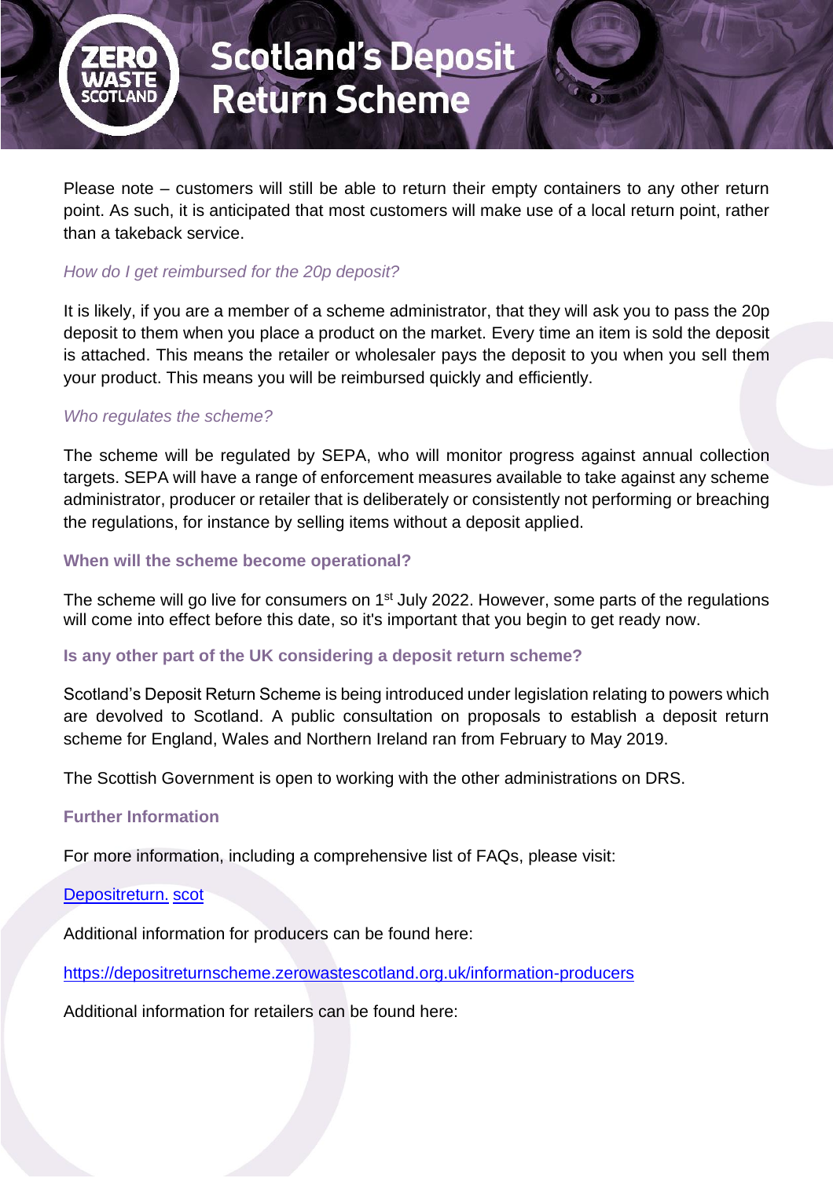Please note – customers will still be able to return their empty containers to any other return point. As such, it is anticipated that most customers will make use of a local return point, rather than a takeback service.

*How do I get reimbursed for the 20p deposit?*

It is likely, if you are a member of a scheme administrator, that they will ask you to pass the 20p deposit to them when you place a product on the market. Every time an item is sold the deposit is attached. This means the retailer or wholesaler pays the deposit to you when you sell them your product. This means you will be reimbursed quickly and efficiently.

*Who regulates the scheme?*

The scheme will be regulated by SEPA, who will monitor progress against annual collection targets. SEPA will have a range of enforcement measures available to take against any scheme administrator, producer or retailer that is deliberately or consistently not performing or breaching the regulations, for instance by selling items without a deposit applied.

**When will the scheme become operational?**

The scheme will go live for consumers on 1st July 2022. However, some parts of the regulations will come into effect before this date, so it's important that you begin to get ready now.

**Is any other part of the UK considering a deposit return scheme?**

Scotland's Deposit Return Scheme is being introduced under legislation relating to powers which are devolved to Scotland. A public consultation on proposals to establish a deposit return scheme for England, Wales and Northern Ireland ran from February to May 2019.

The Scottish Government is open to working with the other administrations on DRS.

**Further Information**

For more information, including a comprehensive list of FAQs, please visit:

[Depositreturn. scot](Depositreturn.scot)

Additional information for producers can be found here:

https://depositreturnscheme.zerowastescotland.org.uk/information-producers

Additional information for retailers can be found here: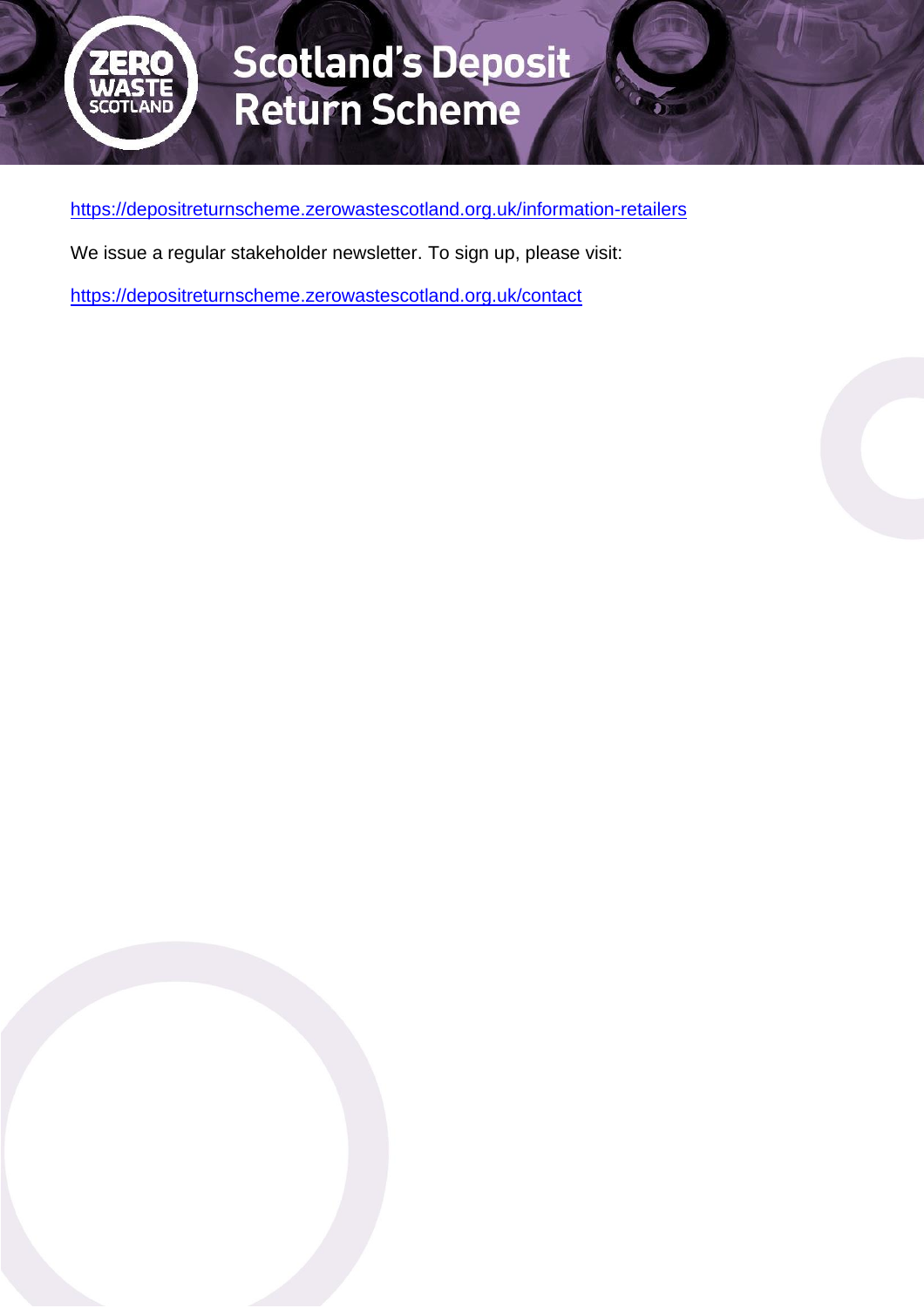https://depositreturnscheme.zerowastescotland.org.uk/information-retailers

We issue a regular stakeholder newsletter. To sign up, please visit:

https://depositreturnscheme.zerowastescotland.org.uk/contact